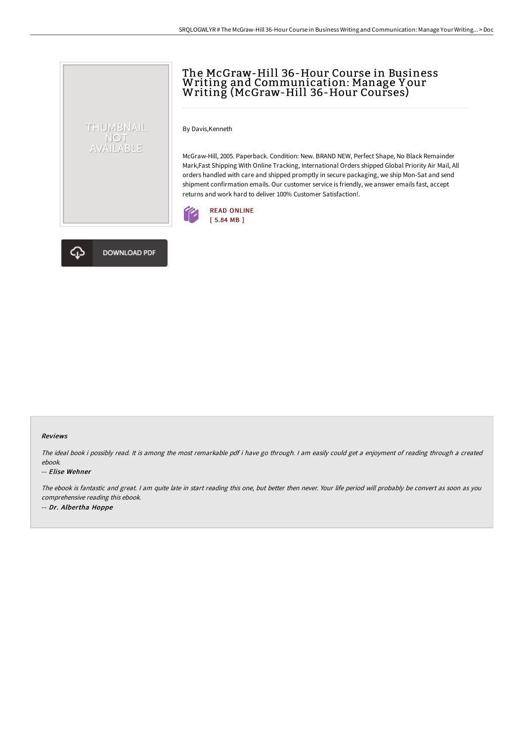# The McGraw-Hill 36-Hour Course in Business Writing and Communication: Manage Your Writing (McGraw-Hill 36-Hour Courses)

By Davis,Kenneth

McGraw-Hill, 2005. Paperback. Condition: New. BRAND NEW, Perfect Shape, No Black Remainder Mark,Fast Shipping With Online Tracking, International Orders shipped Global Priority Air Mail, All orders handled with care and shipped promptly in secure packaging, we ship Mon-Sat and send shipment confirmation emails. Our customer service is friendly, we answer emails fast, accept returns and work hard to deliver 100% Customer Satisfaction!.

READ ONLINE
[ 5.84 MB ]

DOWNLOAD PDF

### Reviews

*The ideal book i possibly read. It is among the most remarkable pdf i have go through. I am easily could get a enjoyment of reading through a created ebook.*

-- *Elise Wehner*

*The ebook is fantastic and great. I am quite late in start reading this one, but better then never. Your life period will probably be convert as soon as you comprehensive reading this ebook.*

-- *Dr. Albertha Hoppe*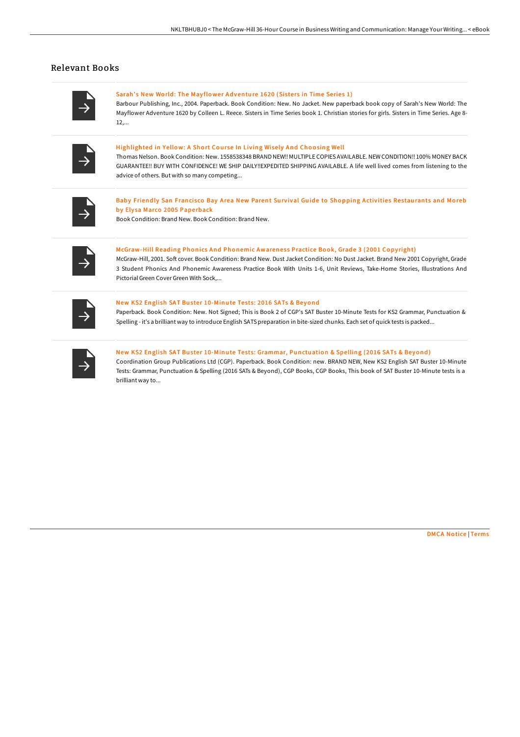## Relevant Books

**Sarah's New World: The Mayflower Adventure 1620 (Sisters in Time Series 1)**

Barbour Publishing, Inc., 2004. Paperback. Book Condition: New. No Jacket. New paperback book copy of Sarah's New World: The Mayflower Adventure 1620 by Colleen L. Reece. Sisters in Time Series book 1. Christian stories for girls. Sisters in Time Series. Age 8-12,...

**Highlighted in Yellow: A Short Course In Living Wisely And Choosing Well**

Thomas Nelson. Book Condition: New. 1558538348 BRAND NEW!! MULTIPLE COPIES AVAILABLE. NEW CONDITION!! 100% MONEY BACK GUARANTEE!! BUY WITH CONFIDENCE! WE SHIP DAILY!!EXPEDITED SHIPPING AVAILABLE. A life well lived comes from listening to the advice of others. But with so many competing...

**Baby Friendly San Francisco Bay Area New Parent Survival Guide to Shopping Activities Restaurants and Moreb by Elysa Marco 2005 Paperback**

Book Condition: Brand New. Book Condition: Brand New.

**McGraw-Hill Reading Phonics And Phonemic Awareness Practice Book, Grade 3 (2001 Copyright)**

McGraw-Hill, 2001. Soft cover. Book Condition: Brand New. Dust Jacket Condition: No Dust Jacket. Brand New 2001 Copyright, Grade 3 Student Phonics And Phonemic Awareness Practice Book With Units 1-6, Unit Reviews, Take-Home Stories, Illustrations And Pictorial Green Cover Green With Sock,...

**New KS2 English SAT Buster 10-Minute Tests: 2016 SATs & Beyond**

Paperback. Book Condition: New. Not Signed; This is Book 2 of CGP's SAT Buster 10-Minute Tests for KS2 Grammar, Punctuation & Spelling - it's a brilliant way to introduce English SATS preparation in bite-sized chunks. Each set of quick tests is packed...

**New KS2 English SAT Buster 10-Minute Tests: Grammar, Punctuation & Spelling (2016 SATs & Beyond)**

Coordination Group Publications Ltd (CGP). Paperback. Book Condition: new. BRAND NEW, New KS2 English SAT Buster 10-Minute Tests: Grammar, Punctuation & Spelling (2016 SATs & Beyond), CGP Books, CGP Books, This book of SAT Buster 10-Minute tests is a brilliant way to...

DMCA Notice | Terms